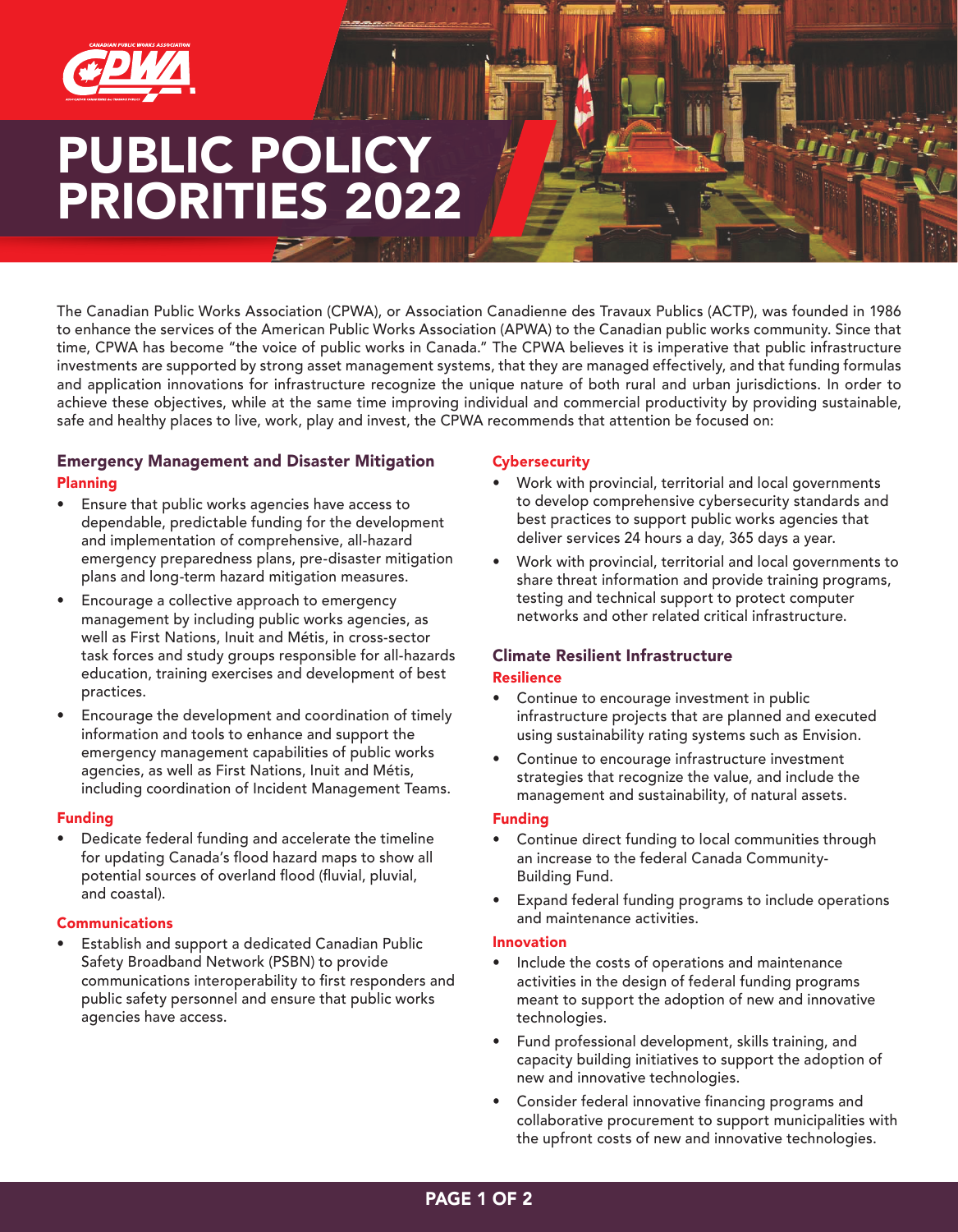# PUBLIC POLICY PRIORITIES 2022

The Canadian Public Works Association (CPWA), or Association Canadienne des Travaux Publics (ACTP), was founded in 1986 to enhance the services of the American Public Works Association (APWA) to the Canadian public works community. Since that time, CPWA has become "the voice of public works in Canada." The CPWA believes it is imperative that public infrastructure investments are supported by strong asset management systems, that they are managed effectively, and that funding formulas and application innovations for infrastructure recognize the unique nature of both rural and urban jurisdictions. In order to achieve these objectives, while at the same time improving individual and commercial productivity by providing sustainable, safe and healthy places to live, work, play and invest, the CPWA recommends that attention be focused on:

## Emergency Management and Disaster Mitigation

### Planning

- Ensure that public works agencies have access to dependable, predictable funding for the development and implementation of comprehensive, all-hazard emergency preparedness plans, pre-disaster mitigation plans and long-term hazard mitigation measures.
- Encourage a collective approach to emergency management by including public works agencies, as well as First Nations, Inuit and Métis, in cross-sector task forces and study groups responsible for all-hazards education, training exercises and development of best practices.
- Encourage the development and coordination of timely information and tools to enhance and support the emergency management capabilities of public works agencies, as well as First Nations, Inuit and Métis, including coordination of Incident Management Teams.

### Funding

- Dedicate federal funding and accelerate the timeline for updating Canada's flood hazard maps to show all potential sources of overland flood (fluvial, pluvial, and coastal).

### Communications

- Establish and support a dedicated Canadian Public Safety Broadband Network (PSBN) to provide communications interoperability to first responders and public safety personnel and ensure that public works agencies have access.

### Cybersecurity

- Work with provincial, territorial and local governments to develop comprehensive cybersecurity standards and best practices to support public works agencies that deliver services 24 hours a day, 365 days a year.
- Work with provincial, territorial and local governments to share threat information and provide training programs, testing and technical support to protect computer networks and other related critical infrastructure.

## Climate Resilient Infrastructure

### Resilience

- Continue to encourage investment in public infrastructure projects that are planned and executed using sustainability rating systems such as Envision.
- Continue to encourage infrastructure investment strategies that recognize the value, and include the management and sustainability, of natural assets.

### Funding

- Continue direct funding to local communities through an increase to the federal Canada Community-Building Fund.
- Expand federal funding programs to include operations and maintenance activities.

### Innovation

- Include the costs of operations and maintenance activities in the design of federal funding programs meant to support the adoption of new and innovative technologies.
- Fund professional development, skills training, and capacity building initiatives to support the adoption of new and innovative technologies.
- Consider federal innovative financing programs and collaborative procurement to support municipalities with the upfront costs of new and innovative technologies.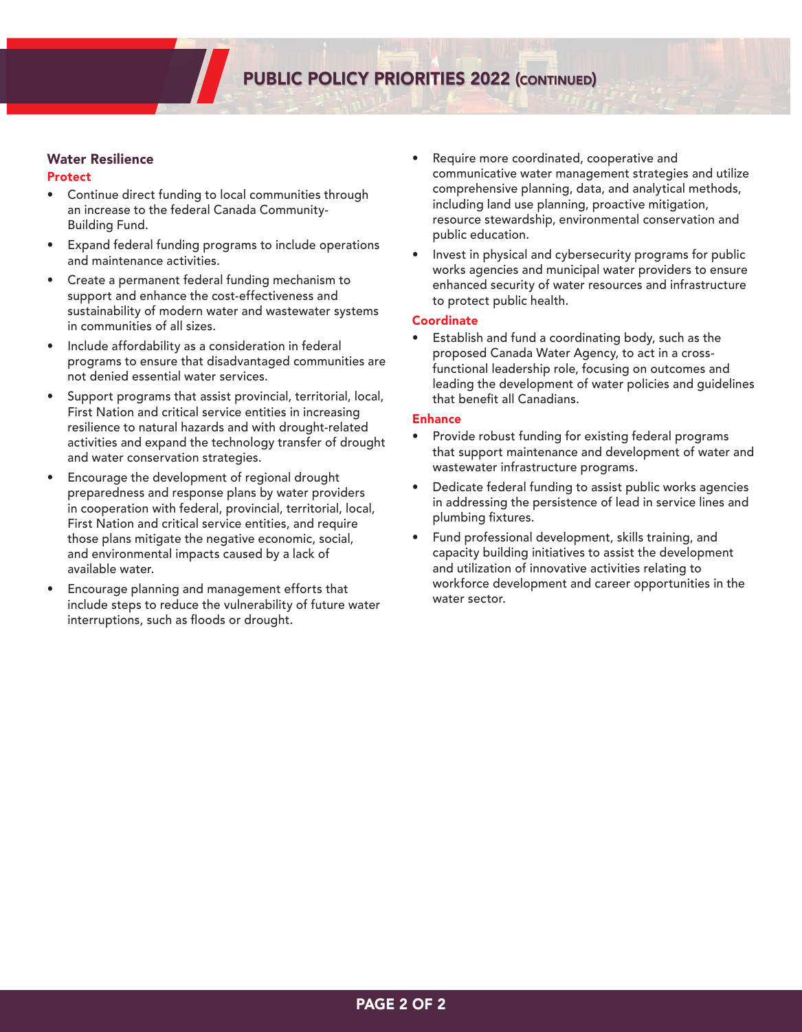## Water Resilience

### Protect

- Continue direct funding to local communities through an increase to the federal Canada Community-Building Fund.
- Expand federal funding programs to include operations and maintenance activities.
- Create a permanent federal funding mechanism to support and enhance the cost-effectiveness and sustainability of modern water and wastewater systems in communities of all sizes.
- Include affordability as a consideration in federal programs to ensure that disadvantaged communities are not denied essential water services.
- Support programs that assist provincial, territorial, local, First Nation and critical service entities in increasing resilience to natural hazards and with drought-related activities and expand the technology transfer of drought and water conservation strategies.
- Encourage the development of regional drought preparedness and response plans by water providers in cooperation with federal, provincial, territorial, local, First Nation and critical service entities, and require those plans mitigate the negative economic, social, and environmental impacts caused by a lack of available water.
- Encourage planning and management efforts that include steps to reduce the vulnerability of future water interruptions, such as floods or drought.
- Require more coordinated, cooperative and communicative water management strategies and utilize comprehensive planning, data, and analytical methods, including land use planning, proactive mitigation, resource stewardship, environmental conservation and public education.
- Invest in physical and cybersecurity programs for public works agencies and municipal water providers to ensure enhanced security of water resources and infrastructure to protect public health.

### Coordinate

- Establish and fund a coordinating body, such as the proposed Canada Water Agency, to act in a cross-functional leadership role, focusing on outcomes and leading the development of water policies and guidelines that benefit all Canadians.

### Enhance

- Provide robust funding for existing federal programs that support maintenance and development of water and wastewater infrastructure programs.
- Dedicate federal funding to assist public works agencies in addressing the persistence of lead in service lines and plumbing fixtures.
- Fund professional development, skills training, and capacity building initiatives to assist the development and utilization of innovative activities relating to workforce development and career opportunities in the water sector.